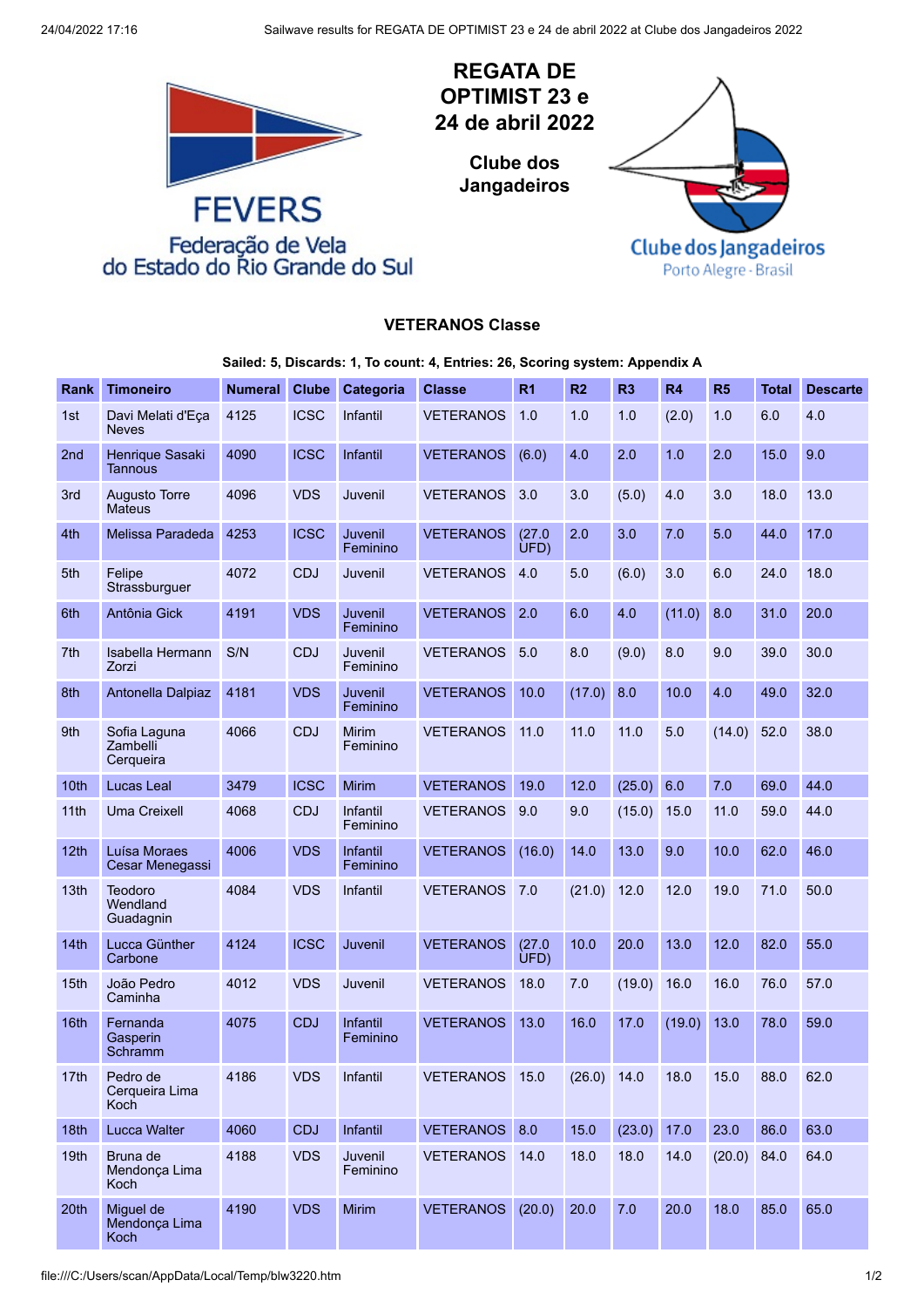# REGATA DE OPTIMIST 23 e 24 de abril 2022

**Clube dos Jangadeiros**

FEVERS
Federação de Vela do Estado do Rio Grande do Sul

Clube dos Jangadeiros
Porto Alegre - Brasil

### VETERANOS Classe

**Sailed: 5, Discards: 1, To count: 4, Entries: 26, Scoring system: Appendix A**

| Rank | Timoneiro | Numeral | Clube | Categoria | Classe | R1 | R2 | R3 | R4 | R5 | Total | Descarte |
|---|---|---|---|---|---|---|---|---|---|---|---|---|
| 1st | Davi Melati d'Eça Neves | 4125 | ICSC | Infantil | VETERANOS | 1.0 | 1.0 | 1.0 | (2.0) | 1.0 | 6.0 | 4.0 |
| 2nd | Henrique Sasaki Tannous | 4090 | ICSC | Infantil | VETERANOS | (6.0) | 4.0 | 2.0 | 1.0 | 2.0 | 15.0 | 9.0 |
| 3rd | Augusto Torre Mateus | 4096 | VDS | Juvenil | VETERANOS | 3.0 | 3.0 | (5.0) | 4.0 | 3.0 | 18.0 | 13.0 |
| 4th | Melissa Paradeda | 4253 | ICSC | Juvenil Feminino | VETERANOS | (27.0 UFD) | 2.0 | 3.0 | 7.0 | 5.0 | 44.0 | 17.0 |
| 5th | Felipe Strassburguer | 4072 | CDJ | Juvenil | VETERANOS | 4.0 | 5.0 | (6.0) | 3.0 | 6.0 | 24.0 | 18.0 |
| 6th | Antônia Gick | 4191 | VDS | Juvenil Feminino | VETERANOS | 2.0 | 6.0 | 4.0 | (11.0) | 8.0 | 31.0 | 20.0 |
| 7th | Isabella Hermann Zorzi | S/N | CDJ | Juvenil Feminino | VETERANOS | 5.0 | 8.0 | (9.0) | 8.0 | 9.0 | 39.0 | 30.0 |
| 8th | Antonella Dalpiaz | 4181 | VDS | Juvenil Feminino | VETERANOS | 10.0 | (17.0) | 8.0 | 10.0 | 4.0 | 49.0 | 32.0 |
| 9th | Sofia Laguna Zambelli Cerqueira | 4066 | CDJ | Mirim Feminino | VETERANOS | 11.0 | 11.0 | 11.0 | 5.0 | (14.0) | 52.0 | 38.0 |
| 10th | Lucas Leal | 3479 | ICSC | Mirim | VETERANOS | 19.0 | 12.0 | (25.0) | 6.0 | 7.0 | 69.0 | 44.0 |
| 11th | Uma Creixell | 4068 | CDJ | Infantil Feminino | VETERANOS | 9.0 | 9.0 | (15.0) | 15.0 | 11.0 | 59.0 | 44.0 |
| 12th | Luísa Moraes Cesar Menegassi | 4006 | VDS | Infantil Feminino | VETERANOS | (16.0) | 14.0 | 13.0 | 9.0 | 10.0 | 62.0 | 46.0 |
| 13th | Teodoro Wendland Guadagnin | 4084 | VDS | Infantil | VETERANOS | 7.0 | (21.0) | 12.0 | 12.0 | 19.0 | 71.0 | 50.0 |
| 14th | Lucca Günther Carbone | 4124 | ICSC | Juvenil | VETERANOS | (27.0 UFD) | 10.0 | 20.0 | 13.0 | 12.0 | 82.0 | 55.0 |
| 15th | João Pedro Caminha | 4012 | VDS | Juvenil | VETERANOS | 18.0 | 7.0 | (19.0) | 16.0 | 16.0 | 76.0 | 57.0 |
| 16th | Fernanda Gasperin Schramm | 4075 | CDJ | Infantil Feminino | VETERANOS | 13.0 | 16.0 | 17.0 | (19.0) | 13.0 | 78.0 | 59.0 |
| 17th | Pedro de Cerqueira Lima Koch | 4186 | VDS | Infantil | VETERANOS | 15.0 | (26.0) | 14.0 | 18.0 | 15.0 | 88.0 | 62.0 |
| 18th | Lucca Walter | 4060 | CDJ | Infantil | VETERANOS | 8.0 | 15.0 | (23.0) | 17.0 | 23.0 | 86.0 | 63.0 |
| 19th | Bruna de Mendonça Lima Koch | 4188 | VDS | Juvenil Feminino | VETERANOS | 14.0 | 18.0 | 18.0 | 14.0 | (20.0) | 84.0 | 64.0 |
| 20th | Miguel de Mendonça Lima Koch | 4190 | VDS | Mirim | VETERANOS | (20.0) | 20.0 | 7.0 | 20.0 | 18.0 | 85.0 | 65.0 |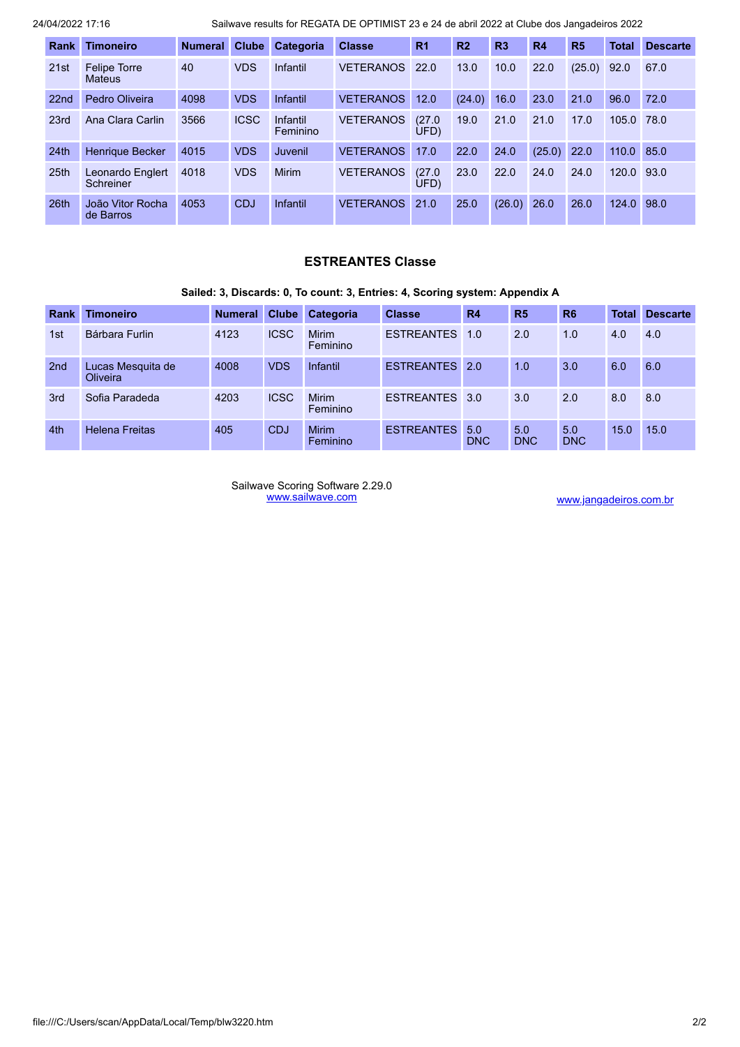| Rank | Timoneiro | Numeral | Clube | Categoria | Classe | R1 | R2 | R3 | R4 | R5 | Total | Descarte |
|---|---|---|---|---|---|---|---|---|---|---|---|---|
| 21st | Felipe Torre Mateus | 40 | VDS | Infantil | VETERANOS | 22.0 | 13.0 | 10.0 | 22.0 | (25.0) | 92.0 | 67.0 |
| 22nd | Pedro Oliveira | 4098 | VDS | Infantil | VETERANOS | 12.0 | (24.0) | 16.0 | 23.0 | 21.0 | 96.0 | 72.0 |
| 23rd | Ana Clara Carlin | 3566 | ICSC | Infantil Feminino | VETERANOS | (27.0 UFD) | 19.0 | 21.0 | 21.0 | 17.0 | 105.0 | 78.0 |
| 24th | Henrique Becker | 4015 | VDS | Juvenil | VETERANOS | 17.0 | 22.0 | 24.0 | (25.0) | 22.0 | 110.0 | 85.0 |
| 25th | Leonardo Englert Schreiner | 4018 | VDS | Mirim | VETERANOS | (27.0 UFD) | 23.0 | 22.0 | 24.0 | 24.0 | 120.0 | 93.0 |
| 26th | João Vitor Rocha de Barros | 4053 | CDJ | Infantil | VETERANOS | 21.0 | 25.0 | (26.0) | 26.0 | 26.0 | 124.0 | 98.0 |

## ESTREANTES Classe

**Sailed: 3, Discards: 0, To count: 3, Entries: 4, Scoring system: Appendix A**

| Rank | Timoneiro | Numeral | Clube | Categoria | Classe | R4 | R5 | R6 | Total | Descarte |
|---|---|---|---|---|---|---|---|---|---|---|
| 1st | Bárbara Furlin | 4123 | ICSC | Mirim Feminino | ESTREANTES | 1.0 | 2.0 | 1.0 | 4.0 | 4.0 |
| 2nd | Lucas Mesquita de Oliveira | 4008 | VDS | Infantil | ESTREANTES | 2.0 | 1.0 | 3.0 | 6.0 | 6.0 |
| 3rd | Sofia Paradeda | 4203 | ICSC | Mirim Feminino | ESTREANTES | 3.0 | 3.0 | 2.0 | 8.0 | 8.0 |
| 4th | Helena Freitas | 405 | CDJ | Mirim Feminino | ESTREANTES | 5.0 DNC | 5.0 DNC | 5.0 DNC | 15.0 | 15.0 |

Sailwave Scoring Software 2.29.0
www.sailwave.com

www.jangadeiros.com.br